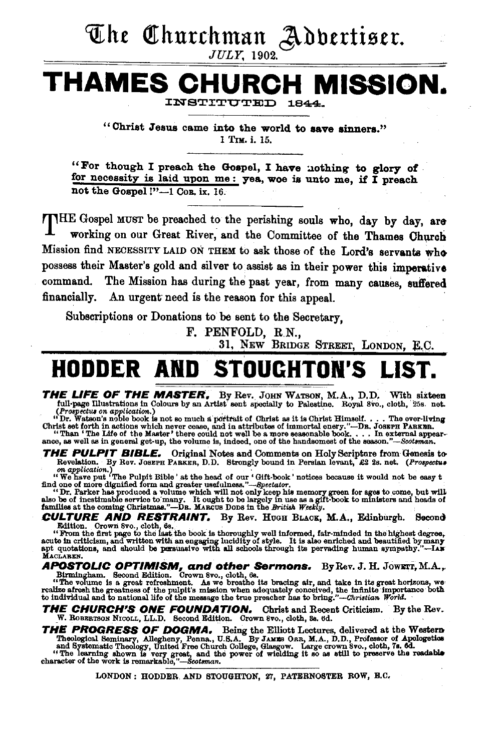# The Churchman Advertiser.

*JULY,* 1902.

# THAMES CHURCH MISSION.

INSTITUTED 1844.

"Christ Jesus came into the world to save sinners."
1 TIM. i. 15.

"For though I preach the Gospel, I have nothing to glory of for necessity is laid upon me: yea, woe is unto me, if I preach not the Gospel!"—1 COR. ix. 16.

THE Gospel MUST be preached to the perishing souls who, day by day, are working on our Great River, and the Committee of the Thames Church Mission find NECESSITY LAID ON THEM to ask those of the Lord's servants who possess their Master's gold and silver to assist as in their power this imperative command. The Mission has during the past year, from many causes, suffered financially. An urgent need is the reason for this appeal.

Subscriptions or Donations to be sent to the Secretary,

F. PENFOLD, R.N.,
31, NEW BRIDGE STREET, LONDON, E.C.

# HODDER AND STOUGHTON'S LIST.

***THE LIFE OF THE MASTER.*** By Rev. JOHN WATSON, M.A., D.D. With sixteen full-page Illustrations in Colours by an Artist sent specially to Palestine. Royal 8vo., cloth, 25s. net. (*Prospectus on application.*)

"Dr. Watson's noble book is not so much a portrait of Christ as it is Christ Himself. . . . The ever-living Christ set forth in actions which never cease, and in attributes of immortal enery."—DR. JOSEPH PARKER.

"Than 'The Life of the Master' there could not well be a more seasonable book. . . . In external appearance, as well as in general get-up, the volume is, indeed, one of the handsomest of the season."—*Scotsman.*

***THE PULPIT BIBLE.*** Original Notes and Comments on Holy Scripture from Genesis to Revelation. By Rev. JOSEPH PARKER, D.D. Strongly bound in Persian levant, £2 2s. net. (*Prospectus on application.*)

"We have put 'The Pulpit Bible' at the head of our 'Gift-book' notices because it would not be easy t find one of more dignified form and greater usefulness."—*Spectator.*

"Dr. Parker has produced a volume which will not only keep his memory green for ages to come, but will also be of inestimable service to many. It ought to be largely in use as a gift-book to ministers and heads of families at the coming Christmas."—DR. MARCUS DODS in the *British Weekly.*

***CULTURE AND RESTRAINT.*** By Rev. HUGH BLACK, M.A., Edinburgh. Second Edition. Crown 8vo., cloth, 6s.

"From the first page to the last the book is thoroughly well informed, fair-minded in the highest degree, acute in criticism, and written with an engaging lucidity of style. It is also enriched and beautified by many apt quotations, and should be persuasive with all schools through its pervading human sympathy."—IAN MACLAREN.

***APOSTOLIC OPTIMISM, and other Sermons.*** By Rev. J. H. JOWETT, M.A., Birmingham. Second Edition. Crown 8vo., cloth, 6s.

"The volume is a great refreshment. As we breathe its bracing air, and take in its great horizons, we realize afresh the greatness of the pulpit's mission when adequately conceived, the infinite importance both to individual and to national life of the message the true preacher has to bring."—*Christian World.*

***THE CHURCH'S ONE FOUNDATION.*** Christ and Recent Criticism. By the Rev. W. ROBERTSON NICOLL, LL.D. Second Edition. Crown 8vo., cloth, 3s. 6d.

***THE PROGRESS OF DOGMA.*** Being the Elliott Lectures, delivered at the Western Theological Seminary, Allegheny, Penna., U.S.A. By JAMES ORR, M.A., D.D., Professor of Apologetics and Systematic Theology, United Free Church College, Glasgow. Large crown 8vo., cloth, 7s. 6d.

"The learning shown is very great, and the power of wielding it so as still to preserve the readable character of the work is remarkable."—*Scotsman.*

LONDON: HODDER AND STOUGHTON, 27, PATERNOSTER ROW, E.C.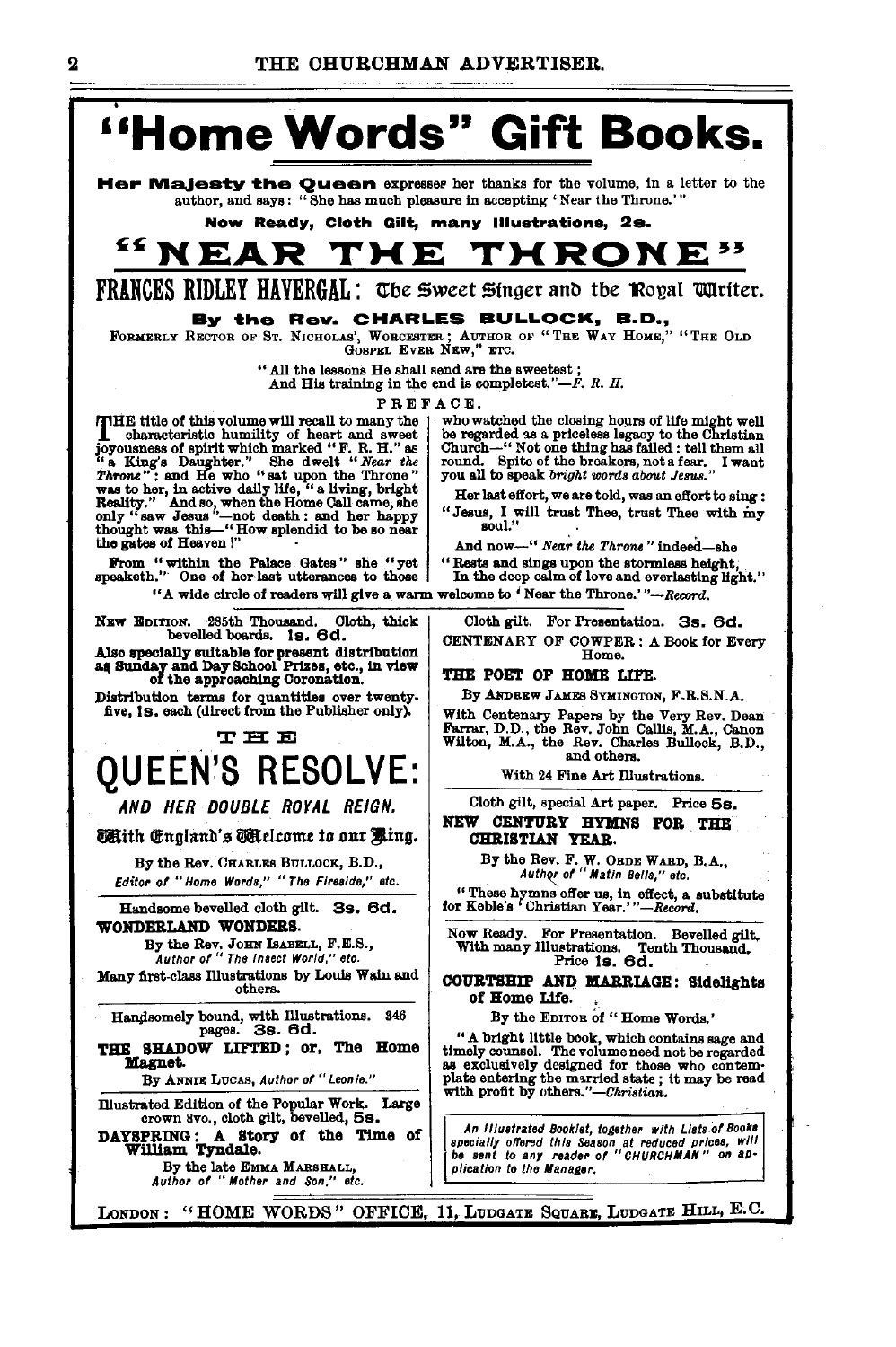# "Home Words" Gift Books.

**Her Majesty the Queen** expresses her thanks for the volume, in a letter to the author, and says: "She has much pleasure in accepting 'Near the Throne.'"

**Now Ready, Cloth Gilt, many Illustrations, 2s.**

## "NEAR THE THRONE"

### FRANCES RIDLEY HAVERGAL: The Sweet Singer and the Royal Writer.

**By the Rev. CHARLES BULLOCK, B.D.,**

FORMERLY RECTOR OF ST. NICHOLAS', WORCESTER; AUTHOR OF "THE WAY HOME," "THE OLD GOSPEL EVER NEW," ETC.

"All the lessons He shall send are the sweetest;
And His training in the end is completest."—*F. R. H.*

PREFACE.

THE title of this volume will recall to many the characteristic humility of heart and sweet joyousness of spirit which marked "F. R. H." as "a King's Daughter." She dwelt "*Near the Throne*": and He who "sat upon the Throne" was to her, in active daily life, "a living, bright Reality." And so, when the Home Call came, she only "saw Jesus"—not death: and her happy thought was this—"How splendid to be so near the gates of Heaven!"

From "within the Palace Gates" she "yet speaketh." One of her last utterances to those who watched the closing hours of life might well be regarded as a priceless legacy to the Christian Church—"Not one thing has failed: tell them all round. Spite of the breakers, not a fear. I want you all to speak *bright words about Jesus.*"

Her last effort, we are told, was an effort to sing:
"Jesus, I will trust Thee, trust Thee with my soul."

And now—"*Near the Throne*" indeed—she
"Rests and sings upon the stormless height,
In the deep calm of love and everlasting light."

"A wide circle of readers will give a warm welcome to 'Near the Throne.'"—*Record.*

---

NEW EDITION. 285th Thousand. Cloth, thick bevelled boards, **1s. 6d.**

**Also specially suitable for present distribution as Sunday and Day School Prizes, etc., in view of the approaching Coronation.**

Distribution terms for quantities over twenty-five, **1s.** each (direct from the Publisher only).

## THE QUEEN'S RESOLVE:

***AND HER DOUBLE ROYAL REIGN.***

**With England's Welcome to our King.**

By the Rev. CHARLES BULLOCK, B.D.,
*Editor of "Home Words," "The Fireside," etc.*

---

Handsome bevelled cloth gilt. **3s. 6d.**

**WONDERLAND WONDERS.**

By the Rev. JOHN ISABELL, F.E.S.,
*Author of "The Insect World," etc.*

Many first-class Illustrations by Louis Wain and others.

---

Handsomely bound, with Illustrations. 346 pages. **3s. 6d.**

**THE SHADOW LIFTED; or, The Home Magnet.**

By ANNIE LUCAS, *Author of "Leonie."*

---

Illustrated Edition of the Popular Work. Large crown 8vo., cloth gilt, bevelled, **5s.**

**DAYSPRING: A Story of the Time of William Tyndale.**

By the late EMMA MARSHALL,
*Author of "Mother and Son," etc.*

---

Cloth gilt. For Presentation. **3s. 6d.**

CENTENARY OF COWPER: A Book for Every Home.

**THE POET OF HOME LIFE.**

By ANDREW JAMES SYMINGTON, F.R.S.N.A.

With Centenary Papers by the Very Rev. Dean Farrar, D.D., the Rev. John Callis, M.A., Canon Wilton, M.A., the Rev. Charles Bullock, B.D., and others.

With 24 Fine Art Illustrations.

---

Cloth gilt, special Art paper. Price **5s.**

**NEW CENTURY HYMNS FOR THE CHRISTIAN YEAR.**

By the Rev. F. W. ORDE WARD, B.A.,
*Author of "Matin Bells," etc.*

"These hymns offer us, in effect, a substitute for Keble's 'Christian Year.'"—*Record.*

---

Now Ready. For Presentation. Bevelled gilt. With many Illustrations. Tenth Thousand. Price **1s. 6d.**

**COURTSHIP AND MARRIAGE: Sidelights of Home Life.**

By the EDITOR of "Home Words."

"A bright little book, which contains sage and timely counsel. The volume need not be regarded as exclusively designed for those who contemplate entering the married state; it may be read with profit by others."—*Christian.*

---

*An Illustrated Booklet, together with Lists of Books specially offered this Season at reduced prices, will be sent to any reader of "CHURCHMAN" on application to the Manager.*

---

LONDON: "HOME WORDS" OFFICE, 11, LUDGATE SQUARE, LUDGATE HILL, E.C.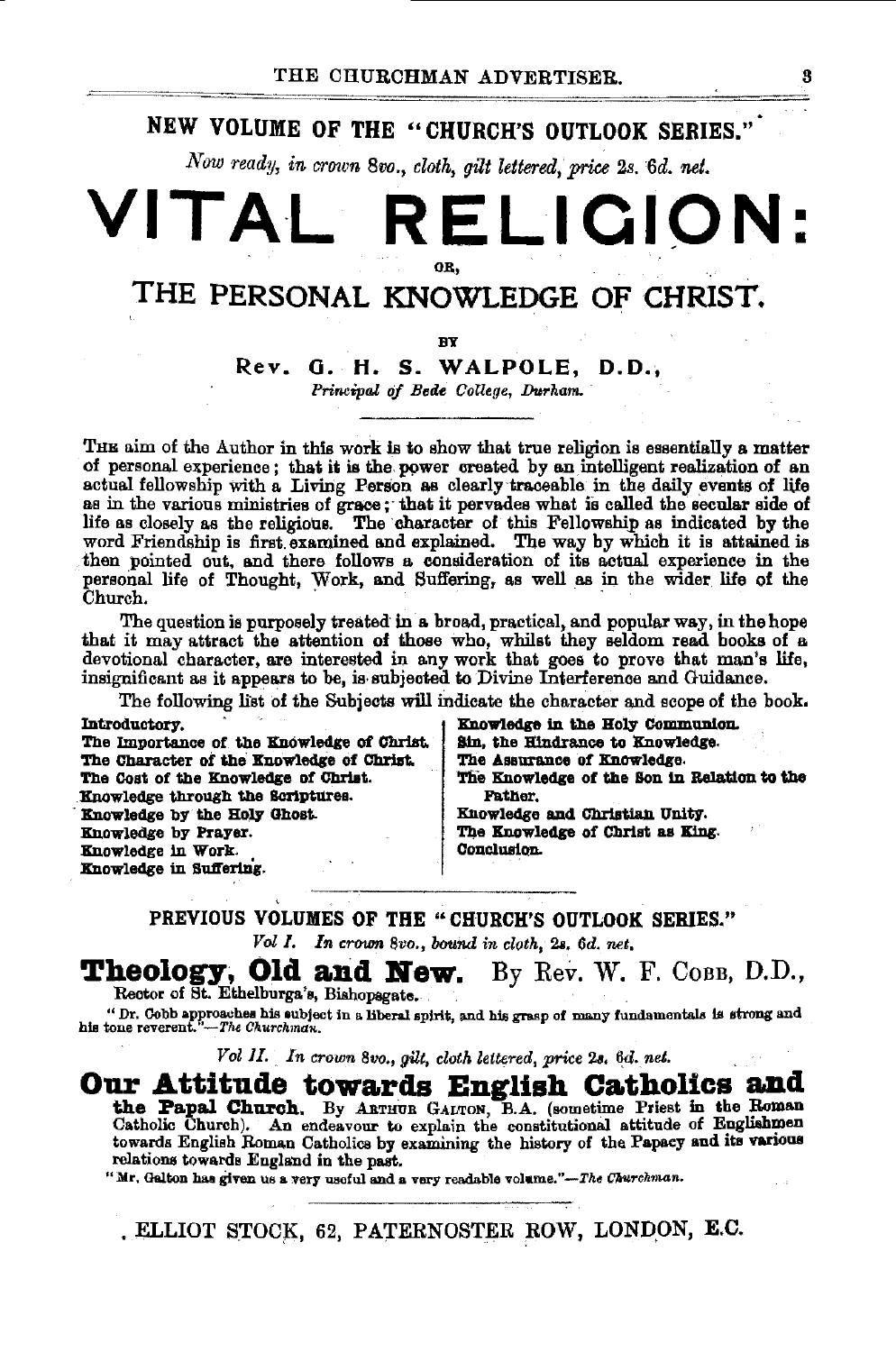NEW VOLUME OF THE "CHURCH'S OUTLOOK SERIES."

*Now ready, in crown 8vo., cloth, gilt lettered, price 2s. 6d. net.*

# VITAL RELIGION:

OR,

## THE PERSONAL KNOWLEDGE OF CHRIST.

BY

**Rev. G. H. S. WALPOLE, D.D.,**

*Principal of Bede College, Durham.*

---

THE aim of the Author in this work is to show that true religion is essentially a matter of personal experience; that it is the power created by an intelligent realization of an actual fellowship with a Living Person as clearly traceable in the daily events of life as in the various ministries of grace; that it pervades what is called the secular side of life as closely as the religious. The character of this Fellowship as indicated by the word Friendship is first examined and explained. The way by which it is attained is then pointed out, and there follows a consideration of its actual experience in the personal life of Thought, Work, and Suffering, as well as in the wider life of the Church.

The question is purposely treated in a broad, practical, and popular way, in the hope that it may attract the attention of those who, whilst they seldom read books of a devotional character, are interested in any work that goes to prove that man's life, insignificant as it appears to be, is subjected to Divine Interference and Guidance.

The following list of the Subjects will indicate the character and scope of the book.

**Introductory.**
**The Importance of the Knowledge of Christ.**
**The Character of the Knowledge of Christ.**
**The Cost of the Knowledge of Christ.**
**Knowledge through the Scriptures.**
**Knowledge by the Holy Ghost.**
**Knowledge by Prayer.**
**Knowledge in Work.**
**Knowledge in Suffering.**
**Knowledge in the Holy Communion.**
**Sin, the Hindrance to Knowledge.**
**The Assurance of Knowledge.**
**The Knowledge of the Son in Relation to the Father.**
**Knowledge and Christian Unity.**
**The Knowledge of Christ as King.**
**Conclusion.**

---

PREVIOUS VOLUMES OF THE "CHURCH'S OUTLOOK SERIES."

*Vol I. In crown 8vo., bound in cloth, 2s. 6d. net.*

**Theology, Old and New.** By Rev. W. F. COBB, D.D., Rector of St. Ethelburga's, Bishopsgate.

"Dr. Cobb approaches his subject in a liberal spirit, and his grasp of many fundamentals is strong and his tone reverent."—*The Churchman.*

*Vol II. In crown 8vo., gilt, cloth lettered, price 2s. 6d. net.*

**Our Attitude towards English Catholics and the Papal Church.** By ARTHUR GALTON, B.A. (sometime Priest in the Roman Catholic Church). An endeavour to explain the constitutional attitude of Englishmen towards English Roman Catholics by examining the history of the Papacy and its various relations towards England in the past.

"Mr. Galton has given us a very useful and a very readable volume."—*The Churchman.*

---

ELLIOT STOCK, 62, PATERNOSTER ROW, LONDON, E.C.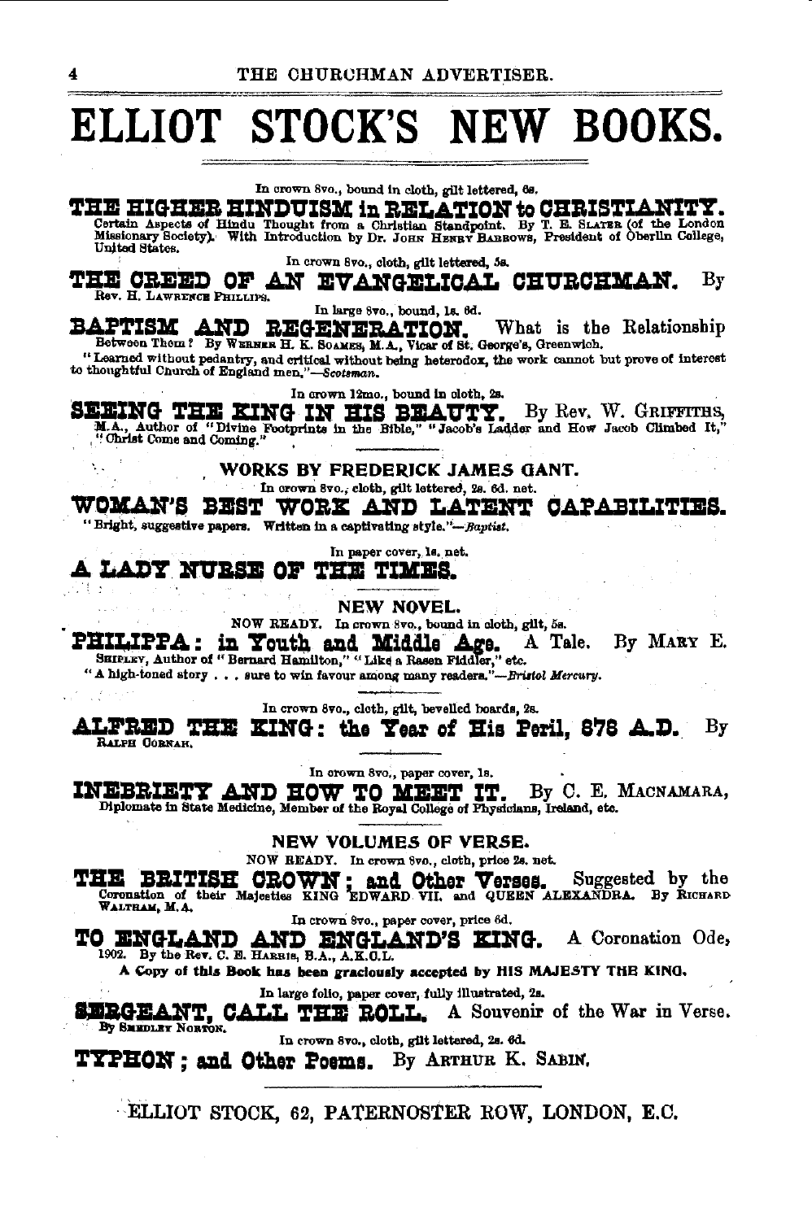# ELLIOT STOCK'S NEW BOOKS.

In crown 8vo., bound in cloth, gilt lettered, 6s.

**THE HIGHER HINDUISM in RELATION to CHRISTIANITY.** Certain Aspects of Hindu Thought from a Christian Standpoint. By T. E. SLATER (of the London Missionary Society). With Introduction by Dr. JOHN HENRY BARROWS, President of Oberlin College, United States.

In crown 8vo., cloth, gilt lettered, 5s.

**THE CREED OF AN EVANGELICAL CHURCHMAN.** By Rev. H. LAWRENCE PHILLIPS.

In large 8vo., bound, 1s. 6d.

**BAPTISM AND REGENERATION.** What is the Relationship Between Them? By WERNER H. K. SOAMES, M.A., Vicar of St. George's, Greenwich.

"Learned without pedantry, and critical without being heterodox, the work cannot but prove of interest to thoughtful Church of England men."—*Scotsman.*

In crown 12mo., bound in cloth, 2s.

**SEEING THE KING IN HIS BEAUTY.** By Rev. W. GRIFFITHS, M.A., Author of "Divine Footprints in the Bible," "Jacob's Ladder and How Jacob Climbed It," "Christ Come and Coming."

## WORKS BY FREDERICK JAMES GANT.

In crown 8vo., cloth, gilt lettered, 2s. 6d. net.

**WOMAN'S BEST WORK AND LATENT CAPABILITIES.**

"Bright, suggestive papers. Written in a captivating style."—*Baptist.*

In paper cover, 1s. net.

**A LADY NURSE OF THE TIMES.**

## NEW NOVEL.

NOW READY. In crown 8vo., bound in cloth, gilt, 5s.

**PHILIPPA: in Youth and Middle Age.** A Tale. By MARY E. SHIPLEY, Author of "Bernard Hamilton," "Like a Rasen Fiddler," etc.

"A high-toned story . . . sure to win favour among many readers."—*Bristol Mercury.*

In crown 8vo., cloth, gilt, bevelled boards, 2s.

**ALFRED THE KING: the Year of His Peril, 878 A.D.** By RALPH CORNAH.

In crown 8vo., paper cover, 1s.

**INEBRIETY AND HOW TO MEET IT.** By C. E. MACNAMARA, Diplomate in State Medicine, Member of the Royal College of Physicians, Ireland, etc.

## NEW VOLUMES OF VERSE.

NOW READY. In crown 8vo., cloth, price 2s. net.

**THE BRITISH CROWN; and Other Verses.** Suggested by the Coronation of their Majesties KING EDWARD VII. and QUEEN ALEXANDRA. By RICHARD WALTHAM, M.A.

In crown 8vo., paper cover, price 6d.

**TO ENGLAND AND ENGLAND'S KING.** A Coronation Ode, 1902. By the Rev. C. E. HARRIS, B.A., A.K.C.L.

A Copy of this Book has been graciously accepted by HIS MAJESTY THE KING.

In large folio, paper cover, fully illustrated, 2s.

**SERGEANT, CALL THE ROLL.** A Souvenir of the War in Verse. By SMEDLEY NORTON.

In crown 8vo., cloth, gilt lettered, 2s. 6d.

**TYPHON; and Other Poems.** By ARTHUR K. SABIN.

ELLIOT STOCK, 62, PATERNOSTER ROW, LONDON, E.C.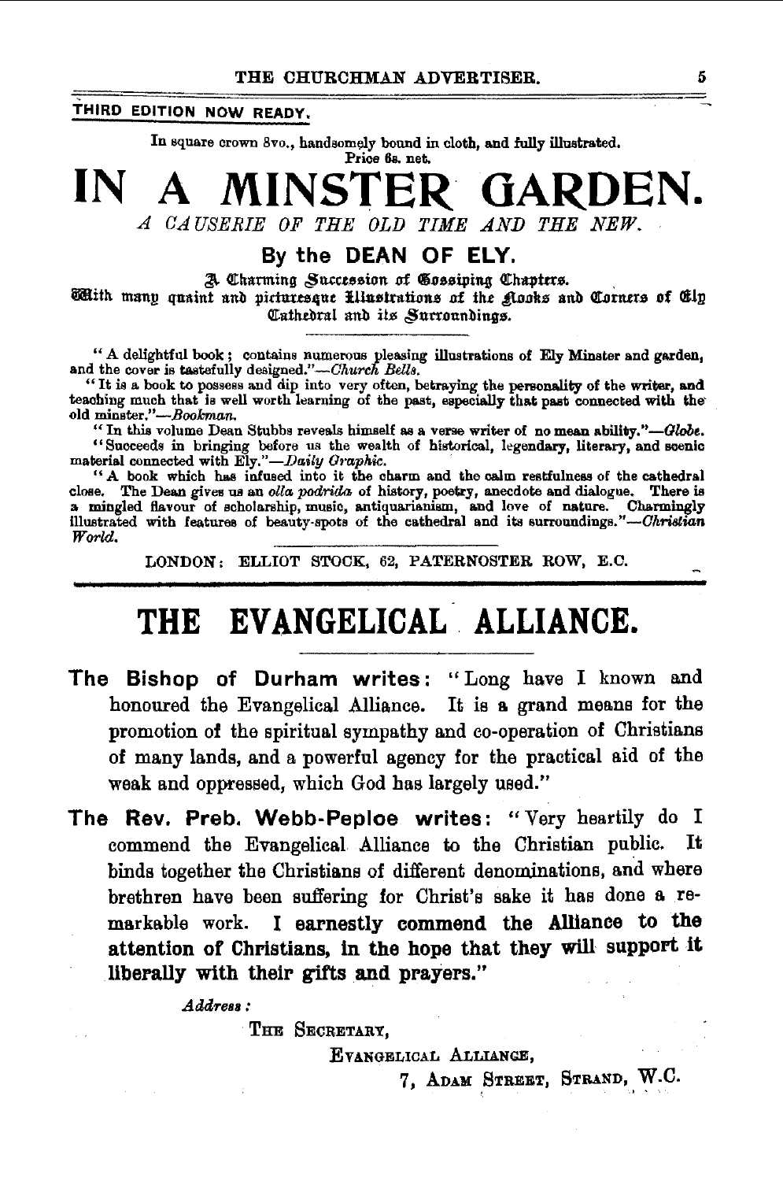**THIRD EDITION NOW READY.**

In square crown 8vo., handsomely bound in cloth, and fully illustrated.
Price 6s. net.

# IN A MINSTER GARDEN.

*A CAUSERIE OF THE OLD TIME AND THE NEW.*

## By the DEAN OF ELY.

A Charming Succession of Gossiping Chapters.
With many quaint and picturesque Illustrations of the Nooks and Corners of Ely Cathedral and its Surroundings.

---

"A delightful book; contains numerous pleasing illustrations of Ely Minster and garden, and the cover is tastefully designed."—*Church Bells.*

"It is a book to possess and dip into very often, betraying the personality of the writer, and teaching much that is well worth learning of the past, especially that past connected with the old minster."—*Bookman.*

"In this volume Dean Stubbs reveals himself as a verse writer of no mean ability."—*Globe.*

"Succeeds in bringing before us the wealth of historical, legendary, literary, and scenic material connected with Ely."—*Daily Graphic.*

"A book which has infused into it the charm and the calm restfulness of the cathedral close. The Dean gives us an *olla podrida* of history, poetry, anecdote and dialogue. There is a mingled flavour of scholarship, music, antiquarianism, and love of nature. Charmingly illustrated with features of beauty-spots of the cathedral and its surroundings."—*Christian World.*

---

LONDON: ELLIOT STOCK, 62, PATERNOSTER ROW, E.C.

---

# THE EVANGELICAL ALLIANCE.

---

**The Bishop of Durham writes:** "Long have I known and honoured the Evangelical Alliance. It is a grand means for the promotion of the spiritual sympathy and co-operation of Christians of many lands, and a powerful agency for the practical aid of the weak and oppressed, which God has largely used."

**The Rev. Preb. Webb-Peploe writes:** "Very heartily do I commend the Evangelical Alliance to the Christian public. It binds together the Christians of different denominations, and where brethren have been suffering for Christ's sake it has done a remarkable work. **I earnestly commend the Alliance to the attention of Christians, in the hope that they will support it liberally with their gifts and prayers."**

*Address:*

THE SECRETARY,
EVANGELICAL ALLIANCE,
7, ADAM STREET, STRAND, W.C.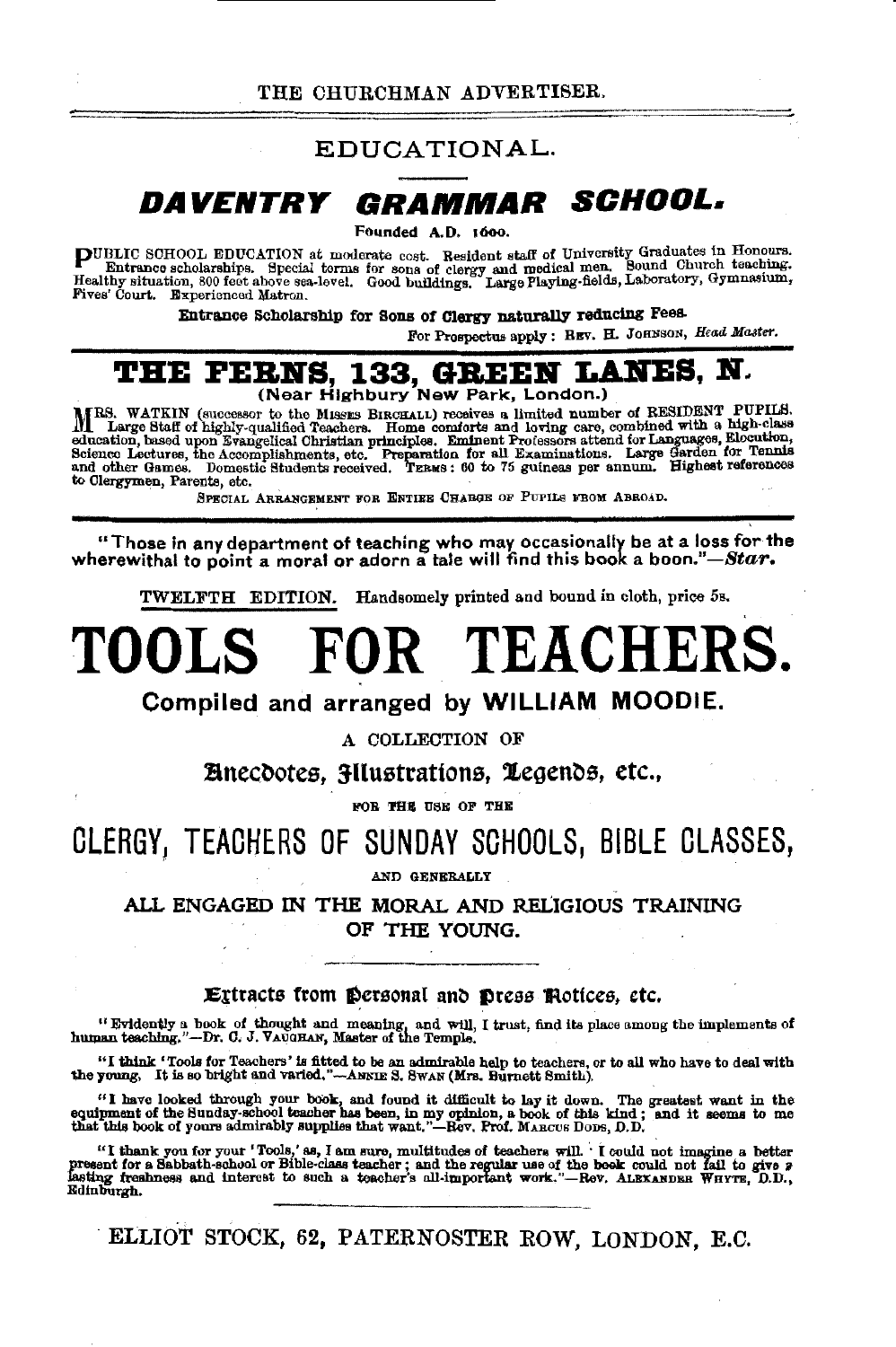## EDUCATIONAL.

# DAVENTRY GRAMMAR SCHOOL.

Founded A.D. 1600.

PUBLIC SCHOOL EDUCATION at moderate cost. Resident staff of University Graduates in Honours. Entrance scholarships. Special terms for sons of clergy and medical men. Sound Church teaching. Healthy situation, 800 feet above sea-level. Good buildings. Large Playing-fields, Laboratory, Gymnasium, Fives' Court. Experienced Matron.

**Entrance Scholarship for Sons of Clergy naturally reducing Fees.**

For Prospectus apply: REV. H. JOHNSON, *Head Master.*

---

# THE FERNS, 133, GREEN LANES, N.

**(Near Highbury New Park, London.)**

MRS. WATKIN (successor to the MISSES BIRCHALL) receives a limited number of RESIDENT PUPILS. Large Staff of highly-qualified Teachers. Home comforts and loving care, combined with a high-class education, based upon Evangelical Christian principles. Eminent Professors attend for Languages, Elocution, Science Lectures, the Accomplishments, etc. Preparation for all Examinations. Large Garden for Tennis and other Games. Domestic Students received. TERMS: 60 to 75 guineas per annum. Highest references to Clergymen, Parents, etc.

SPECIAL ARRANGEMENT FOR ENTIRE CHARGE OF PUPILS FROM ABROAD.

---

"Those in any department of teaching who may occasionally be at a loss for the wherewithal to point a moral or adorn a tale will find this book a boon."—*Star.*

TWELFTH EDITION. Handsomely printed and bound in cloth, price 5s.

# TOOLS FOR TEACHERS.

**Compiled and arranged by WILLIAM MOODIE.**

A COLLECTION OF

**Anecdotes, Illustrations, Legends, etc.,**

FOR THE USE OF THE

## CLERGY, TEACHERS OF SUNDAY SCHOOLS, BIBLE CLASSES,

AND GENERALLY

ALL ENGAGED IN THE MORAL AND RELIGIOUS TRAINING OF THE YOUNG.

---

**Extracts from Personal and Press Notices, etc.**

"Evidently a book of thought and meaning, and will, I trust, find its place among the implements of human teaching."—Dr. C. J. VAUGHAN, Master of the Temple.

"I think 'Tools for Teachers' is fitted to be an admirable help to teachers, or to all who have to deal with the young. It is so bright and varied."—ANNIE S. SWAN (Mrs. Burnett Smith).

"I have looked through your book, and found it difficult to lay it down. The greatest want in the equipment of the Sunday-school teacher has been, in my opinion, a book of this kind; and it seems to me that this book of yours admirably supplies that want."—Rev. Prof. MARCUS DODS, D.D.

"I thank you for your 'Tools,' as, I am sure, multitudes of teachers will. I could not imagine a better present for a Sabbath-school or Bible-class teacher; and the regular use of the book could not fail to give a lasting freshness and interest to such a teacher's all-important work."—Rev. ALEXANDER WHYTE, D.D., Edinburgh.

---

ELLIOT STOCK, 62, PATERNOSTER ROW, LONDON, E.C.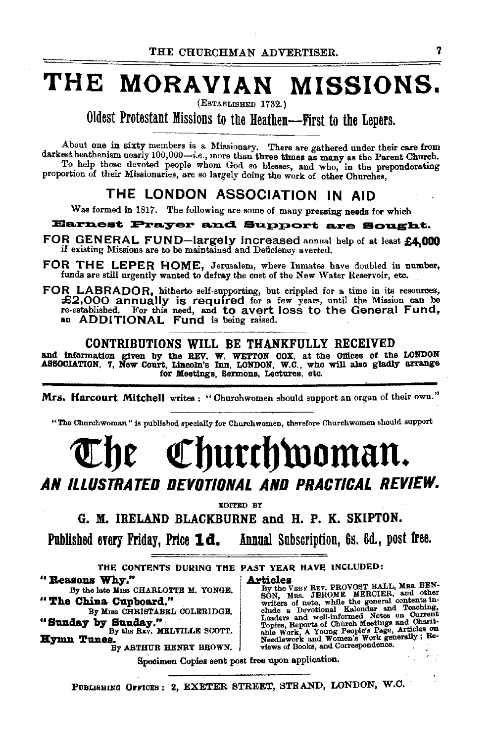# THE MORAVIAN MISSIONS.

(ESTABLISHED 1732.)

## Oldest Protestant Missions to the Heathen—First to the Lepers.

About one in sixty members is a Missionary. There are gathered under their care from darkest heathenism nearly 100,000—*i.e.*, more than **three times** as many as the Parent Church.

To help those devoted people whom God so blesses, and who, in the preponderating proportion of their Missionaries, are so largely doing the work of other Churches,

## THE LONDON ASSOCIATION IN AID

Was formed in 1817. The following are some of many pressing needs for which

**Earnest Prayer and Support are Sought.**

**FOR GENERAL FUND—largely increased** annual help of at least **£4,000** if existing Missions are to be maintained and Deficiency averted.

**FOR THE LEPER HOME,** Jerusalem, where Inmates have doubled in number, funds are still urgently wanted to defray the cost of the New Water Reservoir, etc.

**FOR LABRADOR,** hitherto self-supporting, but crippled for a time in its resources, **£2,000 annually is required** for a few years, until the Mission can be re-established. For this need, and **to avert loss to the General Fund,** an **ADDITIONAL Fund** is being raised.

## CONTRIBUTIONS WILL BE THANKFULLY RECEIVED

**and information given by the REV. W. WETTON COX, at the Offices of the LONDON ASSOCIATION, 7, New Court, Lincoln's Inn, LONDON, W.C., who will also gladly arrange for Meetings, Sermons, Lectures, etc.**

---

**Mrs. Harcourt Mitchell** writes: "Churchwomen should support an organ of their own."

"The Churchwoman" is published specially for Churchwomen, therefore Churchwomen should support

# The Churchwoman.

## *AN ILLUSTRATED DEVOTIONAL AND PRACTICAL REVIEW.*

EDITED BY

**G. M. IRELAND BLACKBURNE and H. P. K. SKIPTON.**

**Published every Friday, Price 1d. Annual Subscription, 6s. 6d., post free.**

THE CONTENTS DURING THE PAST YEAR HAVE INCLUDED:

**"Reasons Why."**
By the late MISS CHARLOTTE M. YONGE.

**"The China Cupboard."**
By MISS CHRISTABEL COLERIDGE.

**"Sunday by Sunday."**
By the REV. MELVILLE SCOTT.

**Hymn Tunes.**
By ARTHUR HENRY BROWN.

**Articles**
By the VERY REV. PROVOST BALL, MRS. BENSON, MRS. JEROME MERCIER, and other writers of note, while the general contents include a Devotional Kalendar and Teaching, Leaders and well-informed Notes on Current Topics, Reports of Church Meetings and Charitable Work, A Young People's Page, Articles on Needlework and Women's Work generally; Reviews of Books, and Correspondence.

Specimen Copies sent post free upon application.

PUBLISHING OFFICES: 2, EXETER STREET, STRAND, LONDON, W.C.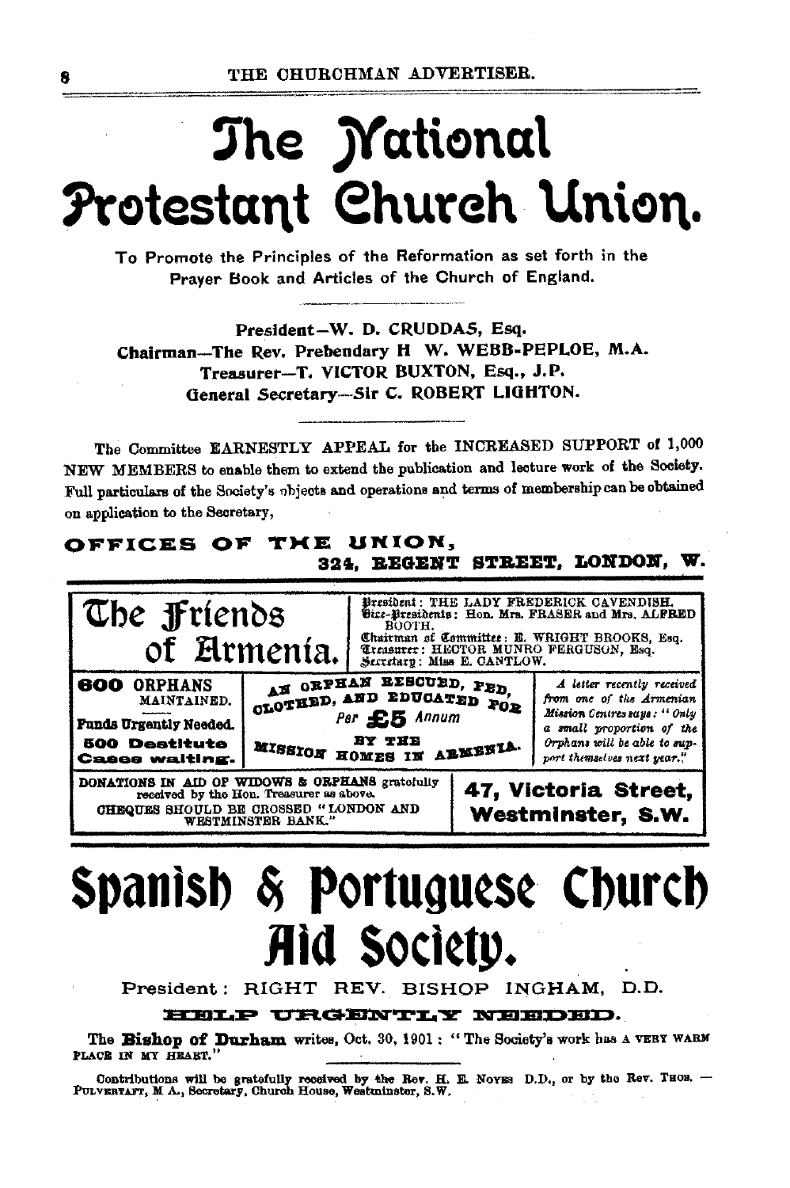# The National Protestant Church Union.

To Promote the Principles of the Reformation as set forth in the Prayer Book and Articles of the Church of England.

President—W. D. CRUDDAS, Esq.
Chairman—The Rev. Prebendary H. W. WEBB-PEPLOE, M.A.
Treasurer—T. VICTOR BUXTON, Esq., J.P.
General Secretary—Sir C. ROBERT LIGHTON.

The Committee EARNESTLY APPEAL for the INCREASED SUPPORT of 1,000 NEW MEMBERS to enable them to extend the publication and lecture work of the Society. Full particulars of the Society's objects and operations and terms of membership can be obtained on application to the Secretary,

**OFFICES OF THE UNION,**
**324, REGENT STREET, LONDON, W.**

---

# The Friends of Armenia.

President: THE LADY FREDERICK CAVENDISH.
Vice-Presidents: Hon. Mrs. FRASER and Mrs. ALFRED BOOTH.
Chairman of Committee: E. WRIGHT BROOKS, Esq.
Treasurer: HECTOR MUNRO FERGUSON, Esq.
Secretary: Miss E. CANTLOW.

**600 ORPHANS** MAINTAINED.

**Funds Urgently Needed.**

**500 Destitute Cases waiting.**

AN ORPHAN RESCUED, FED, CLOTHED, AND EDUCATED FOR Per **£5** Annum BY THE MISSION HOMES IN ARMENIA.

*A letter recently received from one of the Armenian Mission Centres says: "Only a small proportion of the Orphans will be able to support themselves next year."*

DONATIONS IN AID OF WIDOWS & ORPHANS gratefully received by the Hon. Treasurer as above.
CHEQUES SHOULD BE CROSSED "LONDON AND WESTMINSTER BANK."

**47, Victoria Street, Westminster, S.W.**

---

# Spanish & Portuguese Church Aid Society.

President: RIGHT REV. BISHOP INGHAM, D.D.

**HELP URGENTLY NEEDED.**

The **Bishop of Durham** writes, Oct. 30, 1901: "The Society's work has A VERY WARM PLACE IN MY HEART."

Contributions will be gratefully received by the Rev. H. E. NOYES D.D., or by the Rev. THOS. PULVERTAFT, M.A., Secretary, Church House, Westminster, S.W.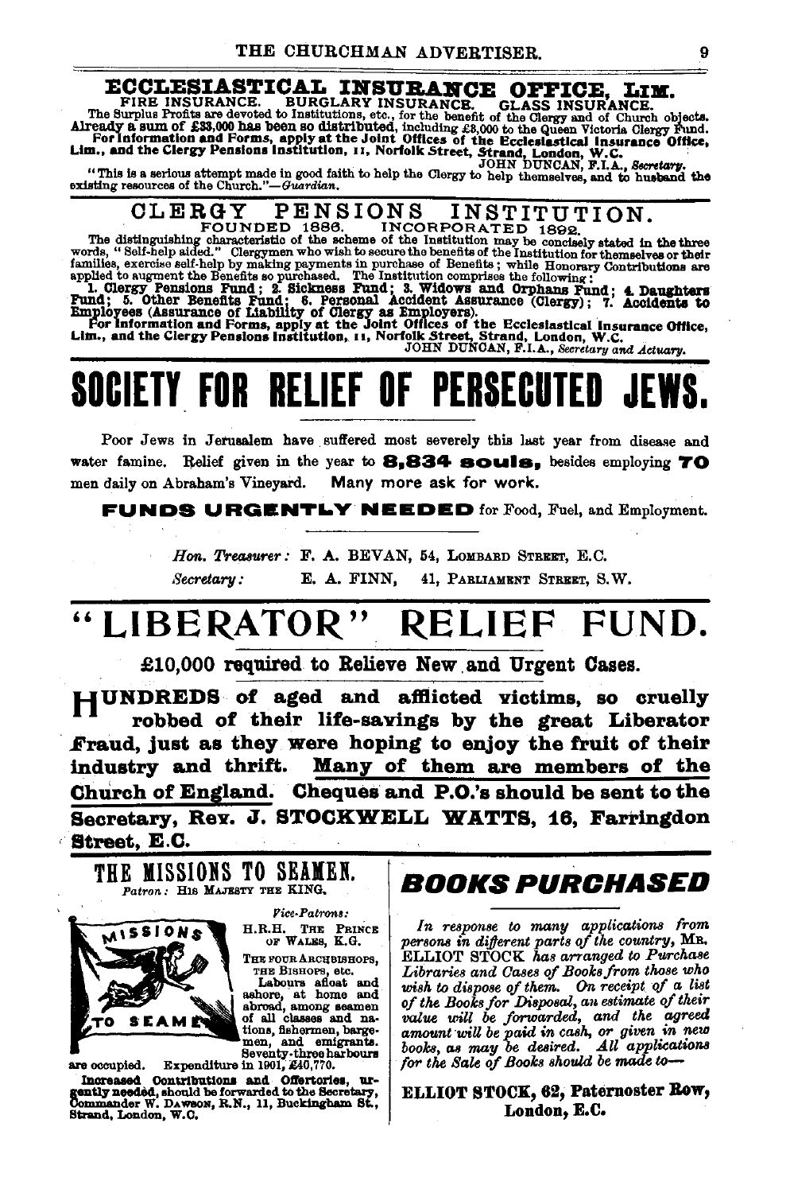# ECCLESIASTICAL INSURANCE OFFICE, LIM.

FIRE INSURANCE. BURGLARY INSURANCE. GLASS INSURANCE.

The Surplus Profits are devoted to Institutions, etc., for the benefit of the Clergy and of Church objects. **Already a sum of £33,000 has been so distributed**, including £3,000 to the Queen Victoria Clergy Fund. **For Information and Forms, apply at the Joint Offices of the Ecclesiastical Insurance Office, Lim., and the Clergy Pensions Institution, 11, Norfolk Street, Strand, London, W.C.**

JOHN DUNCAN, F.I.A., *Secretary.*

"This is a serious attempt made in good faith to help the Clergy to help themselves, and to husband the existing resources of the Church."—*Guardian.*

# CLERGY PENSIONS INSTITUTION.

FOUNDED 1886. INCORPORATED 1892.

The distinguishing characteristic of the scheme of the Institution may be concisely stated in the three words, "Self-help aided." Clergymen who wish to secure the benefits of the Institution for themselves or their families, exercise self-help by making payments in purchase of Benefits; while Honorary Contributions are applied to augment the Benefits so purchased. The Institution comprises the following:

**1. Clergy Pensions Fund; 2. Sickness Fund; 3. Widows and Orphans Fund; 4. Daughters Fund; 5. Other Benefits Fund; 6. Personal Accident Assurance (Clergy); 7. Accidents to Employees (Assurance of Liability of Clergy as Employers).**

**For Information and Forms, apply at the Joint Offices of the Ecclesiastical Insurance Office, Lim., and the Clergy Pensions Institution, 11, Norfolk Street, Strand, London, W.C.**

JOHN DUNCAN, F.I.A., *Secretary and Actuary.*

# SOCIETY FOR RELIEF OF PERSECUTED JEWS.

Poor Jews in Jerusalem have suffered most severely this last year from disease and water famine. Relief given in the year to **8,834 souls,** besides employing **70** men daily on Abraham's Vineyard. Many more ask for work.

**FUNDS URGENTLY NEEDED** for Food, Fuel, and Employment.

*Hon. Treasurer:* F. A. BEVAN, 54, LOMBARD STREET, E.C.

*Secretary:* E. A. FINN, 41, PARLIAMENT STREET, S.W.

# "LIBERATOR" RELIEF FUND.

**£10,000 required to Relieve New and Urgent Cases.**

**HUNDREDS of aged and afflicted victims, so cruelly robbed of their life-savings by the great Liberator Fraud, just as they were hoping to enjoy the fruit of their industry and thrift. Many of them are members of the Church of England. Cheques and P.O.'s should be sent to the Secretary, Rev. J. STOCKWELL WATTS, 16, Farringdon Street, E.C.**

# THE MISSIONS TO SEAMEN.

*Patron:* HIS MAJESTY THE KING.

*Vice-Patrons:*
H.R.H. THE PRINCE OF WALES, K.G.
THE FOUR ARCHBISHOPS, THE BISHOPS, etc.

Labours afloat and ashore, at home and abroad, among seamen of all classes and nations, fishermen, bargemen, and emigrants. Seventy-three harbours are occupied. Expenditure in 1901, £40,770.

**Increased Contributions and Offertories, urgently needed,** should be forwarded to the Secretary, Commander W. DAWSON, R.N., 11, Buckingham St., Strand, London, W.C.

# BOOKS PURCHASED

*In response to many applications from persons in different parts of the country,* MR. ELLIOT STOCK *has arranged to Purchase Libraries and Cases of Books from those who wish to dispose of them. On receipt of a list of the Books for Disposal, an estimate of their value will be forwarded, and the agreed amount will be paid in cash, or given in new books, as may be desired. All applications for the Sale of Books should be made to—*

**ELLIOT STOCK, 62, Paternoster Row, London, E.C.**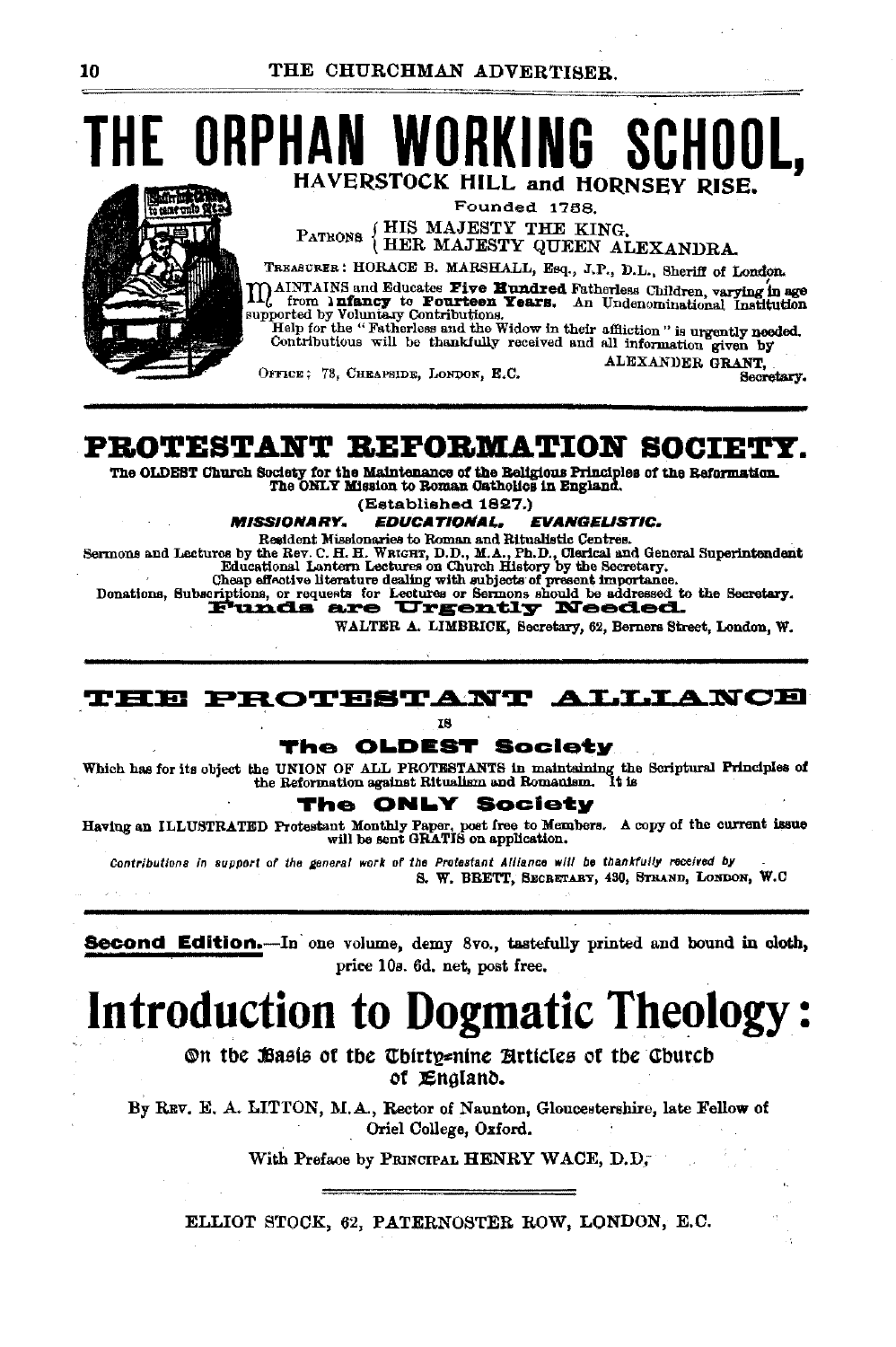# THE ORPHAN WORKING SCHOOL,

## HAVERSTOCK HILL and HORNSEY RISE.

Founded 1758.

PATRONS { HIS MAJESTY THE KING. HER MAJESTY QUEEN ALEXANDRA.

TREASURER: HORACE B. MARSHALL, Esq., J.P., D.L., Sheriff of London.

MAINTAINS and Educates **Five Hundred** Fatherless Children, varying in age from **Infancy to Fourteen Years.** An Undenominational Institution supported by Voluntary Contributions.

Help for the "Fatherless and the Widow in their affliction" is urgently needed. Contributions will be thankfully received and all information given by

ALEXANDER GRANT, Secretary.

OFFICE: 73, CHEAPSIDE, LONDON, E.C.

---

# PROTESTANT REFORMATION SOCIETY.

**The OLDEST Church Society for the Maintenance of the Religious Principles of the Reformation. The ONLY Mission to Roman Catholics in England.**

(Established 1827.)

***MISSIONARY. EDUCATIONAL. EVANGELISTIC.***

Resident Missionaries to Roman and Ritualistic Centres.
Sermons and Lectures by the Rev. C. H. H. WRIGHT, D.D., M.A., Ph.D., Clerical and General Superintendent
Educational Lantern Lectures on Church History by the Secretary.
Cheap effective literature dealing with subjects of present importance.
Donations, Subscriptions, or requests for Lectures or Sermons should be addressed to the Secretary.

**Funds are Urgently Needed.**

WALTER A. LIMBRICK, Secretary, 62, Berners Street, London, W.

---

# THE PROTESTANT ALLIANCE

IS

### The OLDEST Society

Which has for its object the UNION OF ALL PROTESTANTS in maintaining the Scriptural Principles of the Reformation against Ritualism and Romanism. It is

### The ONLY Society

Having an ILLUSTRATED Protestant Monthly Paper, post free to Members. A copy of the current issue will be sent GRATIS on application.

*Contributions in support of the general work of the Protestant Alliance will be thankfully received by*

S. W. BRETT, SECRETARY, 430, STRAND, LONDON, W.C

---

**Second Edition.**—In one volume, demy 8vo., tastefully printed and bound in cloth, price 10s. 6d. net, post free.

# Introduction to Dogmatic Theology:

On the Basis of the Thirty-nine Articles of the Church of England.

By REV. E. A. LITTON, M.A., Rector of Naunton, Gloucestershire, late Fellow of Oriel College, Oxford.

With Preface by PRINCIPAL HENRY WACE, D.D.

ELLIOT STOCK, 62, PATERNOSTER ROW, LONDON, E.C.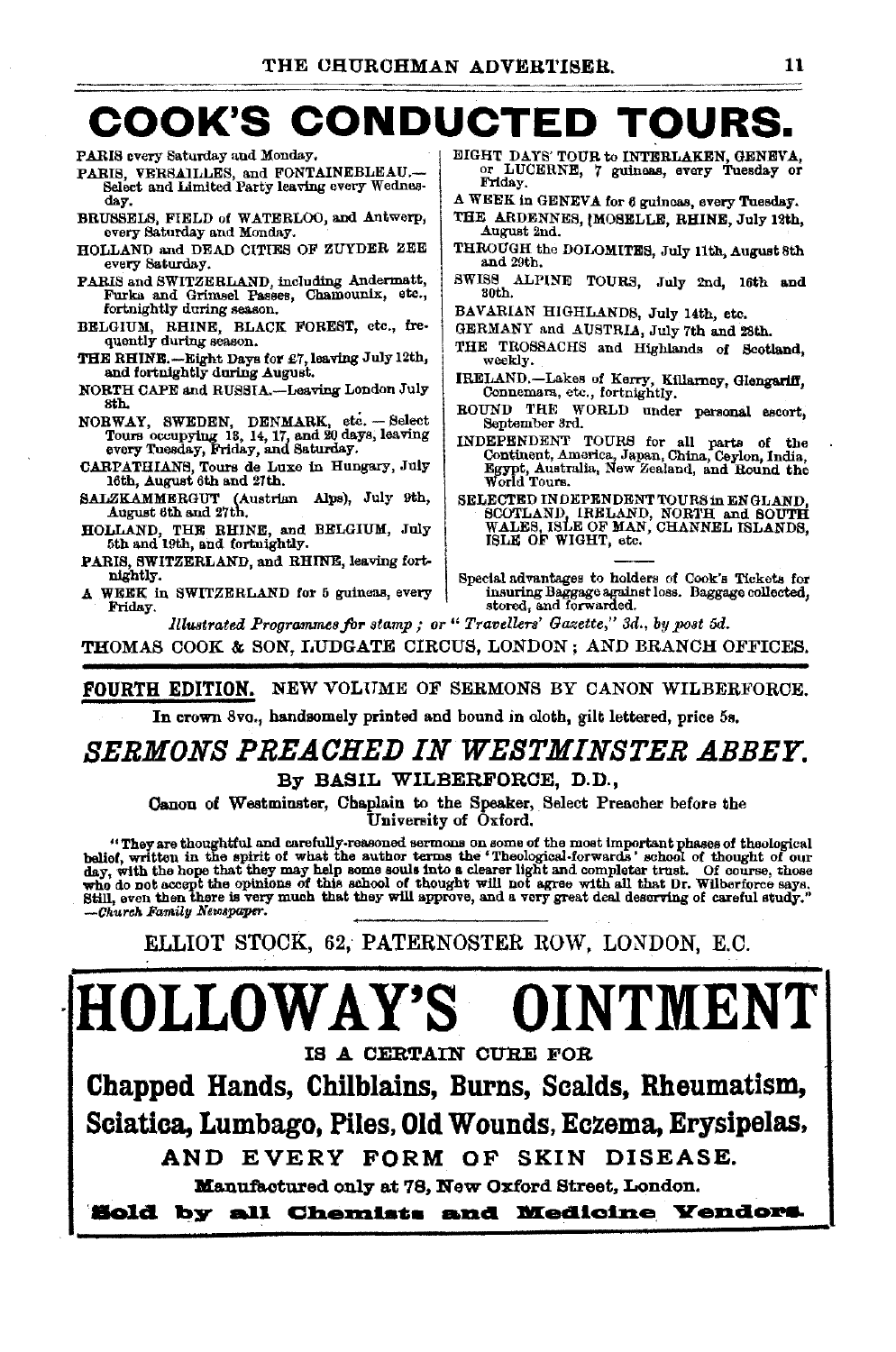# COOK'S CONDUCTED TOURS.

PARIS every Saturday and Monday.

PARIS, VERSAILLES, and FONTAINEBLEAU.—Select and Limited Party leaving every Wednesday.

BRUSSELS, FIELD of WATERLOO, and Antwerp, every Saturday and Monday.

HOLLAND and DEAD CITIES OF ZUYDER ZEE every Saturday.

PARIS and SWITZERLAND, including Andermatt, Furka and Grimsel Passes, Chamounix, etc., fortnightly during season.

BELGIUM, RHINE, BLACK FOREST, etc., frequently during season.

THE RHINE.—Eight Days for £7, leaving July 12th, and fortnightly during August.

NORTH CAPE and RUSSIA.—Leaving London July 8th.

NORWAY, SWEDEN, DENMARK, etc. — Select Tours occupying 13, 14, 17, and 20 days, leaving every Tuesday, Friday, and Saturday.

CARPATHIANS, Tours de Luxe in Hungary, July 16th, August 6th and 27th.

SALZKAMMERGUT (Austrian Alps), July 9th, August 6th and 27th.

HOLLAND, THE RHINE, and BELGIUM, July 5th and 19th, and fortnightly.

PARIS, SWITZERLAND, and RHINE, leaving fortnightly.

A WEEK in SWITZERLAND for 5 guineas, every Friday.

EIGHT DAYS' TOUR to INTERLAKEN, GENEVA, or LUCERNE, 7 guineas, every Tuesday or Friday.

A WEEK in GENEVA for 6 guineas, every Tuesday.

THE ARDENNES, MOSELLE, RHINE, July 12th, August 2nd.

THROUGH the DOLOMITES, July 11th, August 8th and 29th.

SWISS ALPINE TOURS, July 2nd, 16th and 30th.

BAVARIAN HIGHLANDS, July 14th, etc.

GERMANY and AUSTRIA, July 7th and 28th.

THE TROSSACHS and Highlands of Scotland, weekly.

IRELAND.—Lakes of Kerry, Killarney, Glengariff, Connemara, etc., fortnightly.

ROUND THE WORLD under personal escort, September 3rd.

INDEPENDENT TOURS for all parts of the Continent, America, Japan, China, Ceylon, India, Egypt, Australia, New Zealand, and Round the World Tours.

SELECTED INDEPENDENT TOURS in ENGLAND, SCOTLAND, IRELAND, NORTH and SOUTH WALES, ISLE OF MAN, CHANNEL ISLANDS, ISLE OF WIGHT, etc.

Special advantages to holders of Cook's Tickets for insuring Baggage against loss. Baggage collected, stored, and forwarded.

*Illustrated Programmes for stamp; or "Travellers' Gazette," 3d., by post 5d.*

THOMAS COOK & SON, LUDGATE CIRCUS, LONDON; AND BRANCH OFFICES.

---

**FOURTH EDITION.** NEW VOLUME OF SERMONS BY CANON WILBERFORCE.

In crown 8vo., handsomely printed and bound in cloth, gilt lettered, price 5s.

## *SERMONS PREACHED IN WESTMINSTER ABBEY.*

By BASIL WILBERFORCE, D.D.,

Canon of Westminster, Chaplain to the Speaker, Select Preacher before the University of Oxford.

"They are thoughtful and carefully-reasoned sermons on some of the most important phases of theological belief, written in the spirit of what the author terms the 'Theological-forwards' school of thought of our day, with the hope that they may help some souls into a clearer light and completer trust. Of course, those who do not accept the opinions of this school of thought will not agree with all that Dr. Wilberforce says. Still, even then there is very much that they will approve, and a very great deal deserving of careful study." —*Church Family Newspaper.*

ELLIOT STOCK, 62, PATERNOSTER ROW, LONDON, E.C.

---

# HOLLOWAY'S OINTMENT

IS A CERTAIN CURE FOR

**Chapped Hands, Chilblains, Burns, Scalds, Rheumatism, Sciatica, Lumbago, Piles, Old Wounds, Eczema, Erysipelas,**

AND EVERY FORM OF SKIN DISEASE.

Manufactured only at 78, New Oxford Street, London.

**Sold by all Chemists and Medicine Vendors.**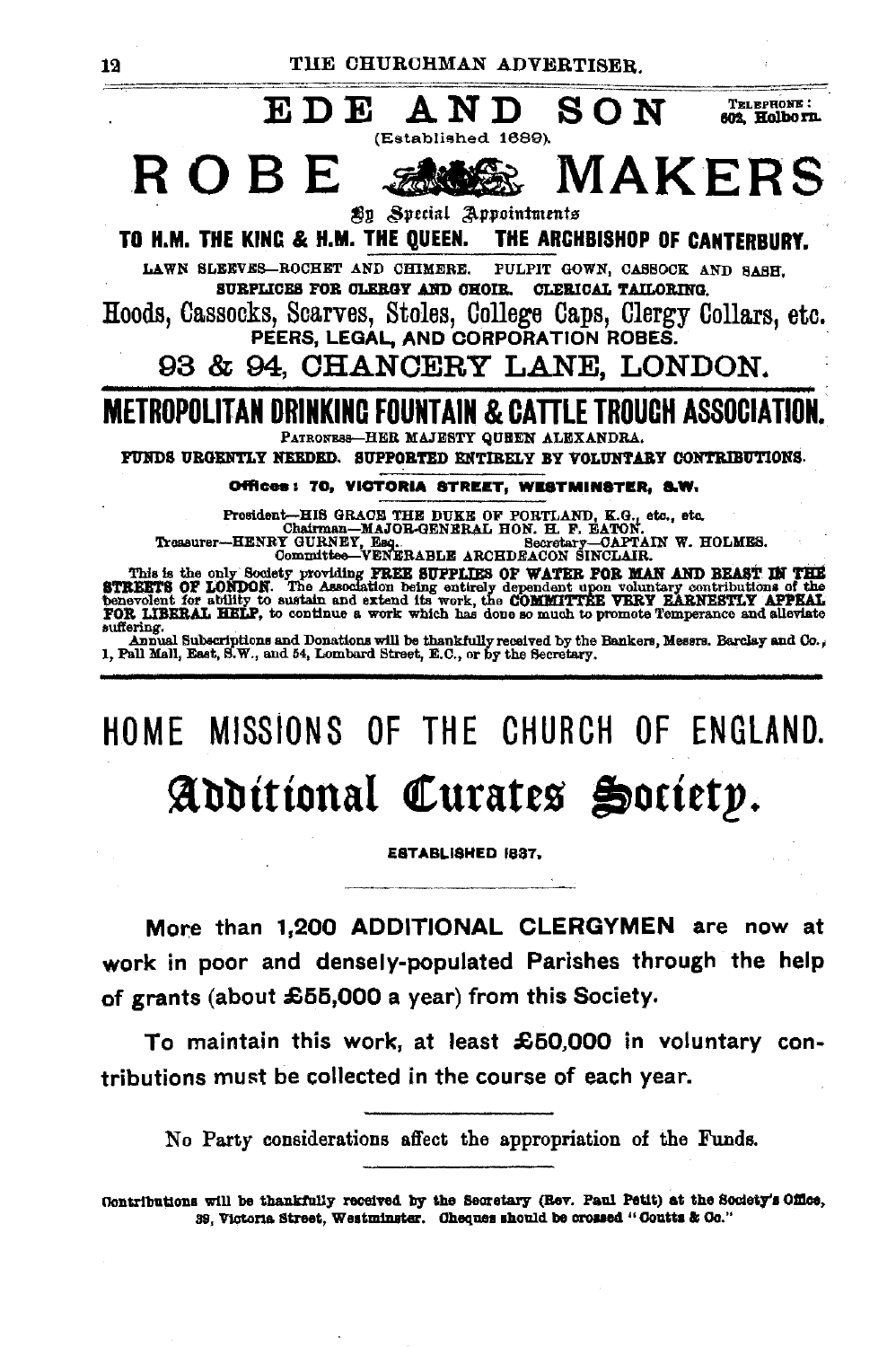# EDE AND SON

TELEPHONE: 602, Holborn.

(Established 1689).

# ROBE MAKERS

By Special Appointments

**TO H.M. THE KING & H.M. THE QUEEN. THE ARCHBISHOP OF CANTERBURY.**

LAWN SLEEVES—ROCHET AND CHIMERE. PULPIT GOWN, CASSOCK AND SASH, SURPLICES FOR CLERGY AND CHOIR. CLERICAL TAILORING.

Hoods, Cassocks, Scarves, Stoles, College Caps, Clergy Collars, etc.

PEERS, LEGAL, AND CORPORATION ROBES.

## 93 & 94, CHANCERY LANE, LONDON.

---

# METROPOLITAN DRINKING FOUNTAIN & CATTLE TROUGH ASSOCIATION.

PATRONESS—HER MAJESTY QUEEN ALEXANDRA.

FUNDS URGENTLY NEEDED. SUPPORTED ENTIRELY BY VOLUNTARY CONTRIBUTIONS.

**Offices: 70, VICTORIA STREET, WESTMINSTER, S.W.**

President—HIS GRACE THE DUKE OF PORTLAND, K.G., etc., etc.
Chairman—MAJOR-GENERAL HON. H. F. EATON.
Treasurer—HENRY GURNEY, Esq. Secretary—CAPTAIN W. HOLMES.
Committee—VENERABLE ARCHDEACON SINCLAIR.

This is the only Society providing **FREE SUPPLIES OF WATER FOR MAN AND BEAST IN THE STREETS OF LONDON.** The Association being entirely dependent upon voluntary contributions of the benevolent for ability to sustain and extend its work, the **COMMITTEE VERY EARNESTLY APPEAL FOR LIBERAL HELP,** to continue a work which has done so much to promote Temperance and alleviate suffering.

Annual Subscriptions and Donations will be thankfully received by the Bankers, Messrs. Barclay and Co., 1, Pall Mall, East, S.W., and 54, Lombard Street, E.C., or by the Secretary.

---

# HOME MISSIONS OF THE CHURCH OF ENGLAND.

## Additional Curates Society.

**ESTABLISHED 1837.**

More than 1,200 **ADDITIONAL CLERGYMEN** are now at work in poor and densely-populated Parishes through the help of grants (about £55,000 a year) from this Society.

To maintain this work, at least £50,000 in voluntary contributions must be collected in the course of each year.

No Party considerations affect the appropriation of the Funds.

Contributions will be thankfully received by the Secretary (Rev. Paul Petit) at the Society's Office, 39, Victoria Street, Westminster. Cheques should be crossed "Coutts & Co."